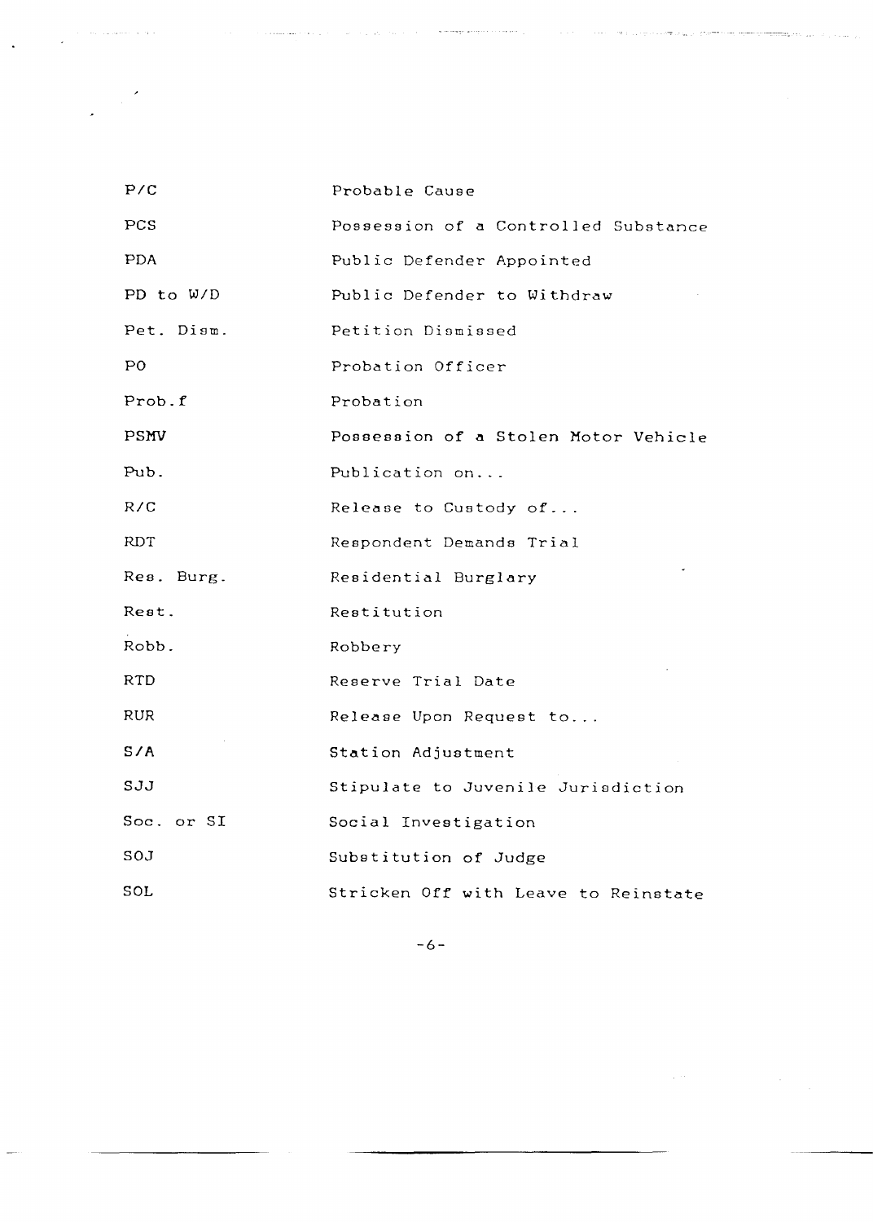| | |
|---|---|
| P/C | Probable Cause |
| PCS | Possession of a Controlled Substance |
| PDA | Public Defender Appointed |
| PD to W/D | Public Defender to Withdraw |
| Pet. Dism. | Petition Dismissed |
| PO | Probation Officer |
| Prob.f | Probation |
| PSMV | Possession of a Stolen Motor Vehicle |
| Pub. | Publication on... |
| R/C | Release to Custody of... |
| RDT | Respondent Demands Trial |
| Res. Burg. | Residential Burglary |
| Rest. | Restitution |
| Robb. | Robbery |
| RTD | Reserve Trial Date |
| RUR | Release Upon Request to... |
| S/A | Station Adjustment |
| SJJ | Stipulate to Juvenile Jurisdiction |
| Soc. or SI | Social Investigation |
| SOJ | Substitution of Judge |
| SOL | Stricken Off with Leave to Reinstate |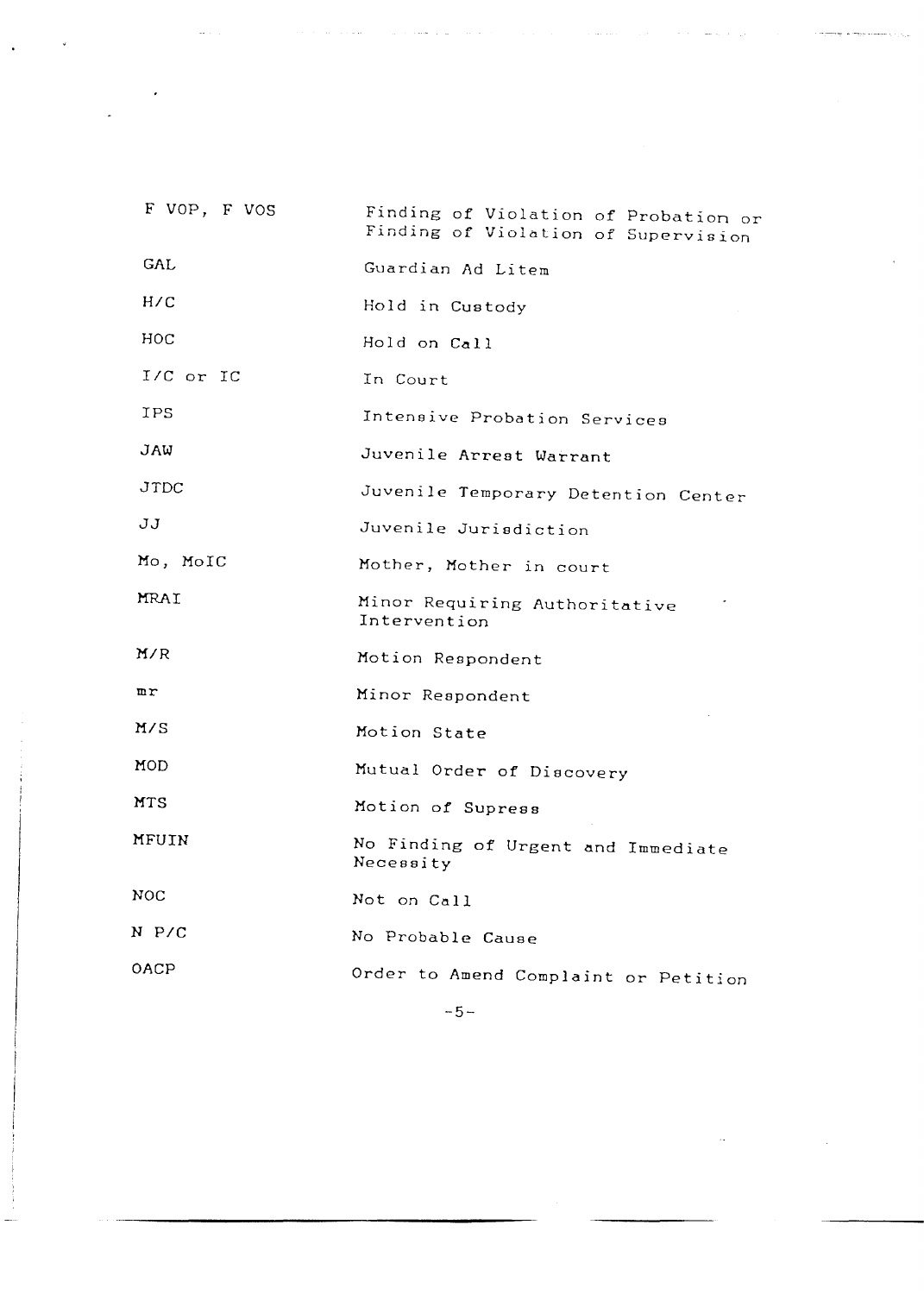| | |
|---|---|
| F VOP, F VOS | Finding of Violation of Probation or Finding of Violation of Supervision |
| GAL | Guardian Ad Litem |
| H/C | Hold in Custody |
| HOC | Hold on Call |
| I/C or IC | In Court |
| IPS | Intensive Probation Services |
| JAW | Juvenile Arrest Warrant |
| JTDC | Juvenile Temporary Detention Center |
| JJ | Juvenile Jurisdiction |
| Mo, MoIC | Mother, Mother in court |
| MRAI | Minor Requiring Authoritative Intervention |
| M/R | Motion Respondent |
| mr | Minor Respondent |
| M/S | Motion State |
| MOD | Mutual Order of Discovery |
| MTS | Motion of Supress |
| MFUIN | No Finding of Urgent and Immediate Necessity |
| NOC | Not on Call |
| N P/C | No Probable Cause |
| OACP | Order to Amend Complaint or Petition |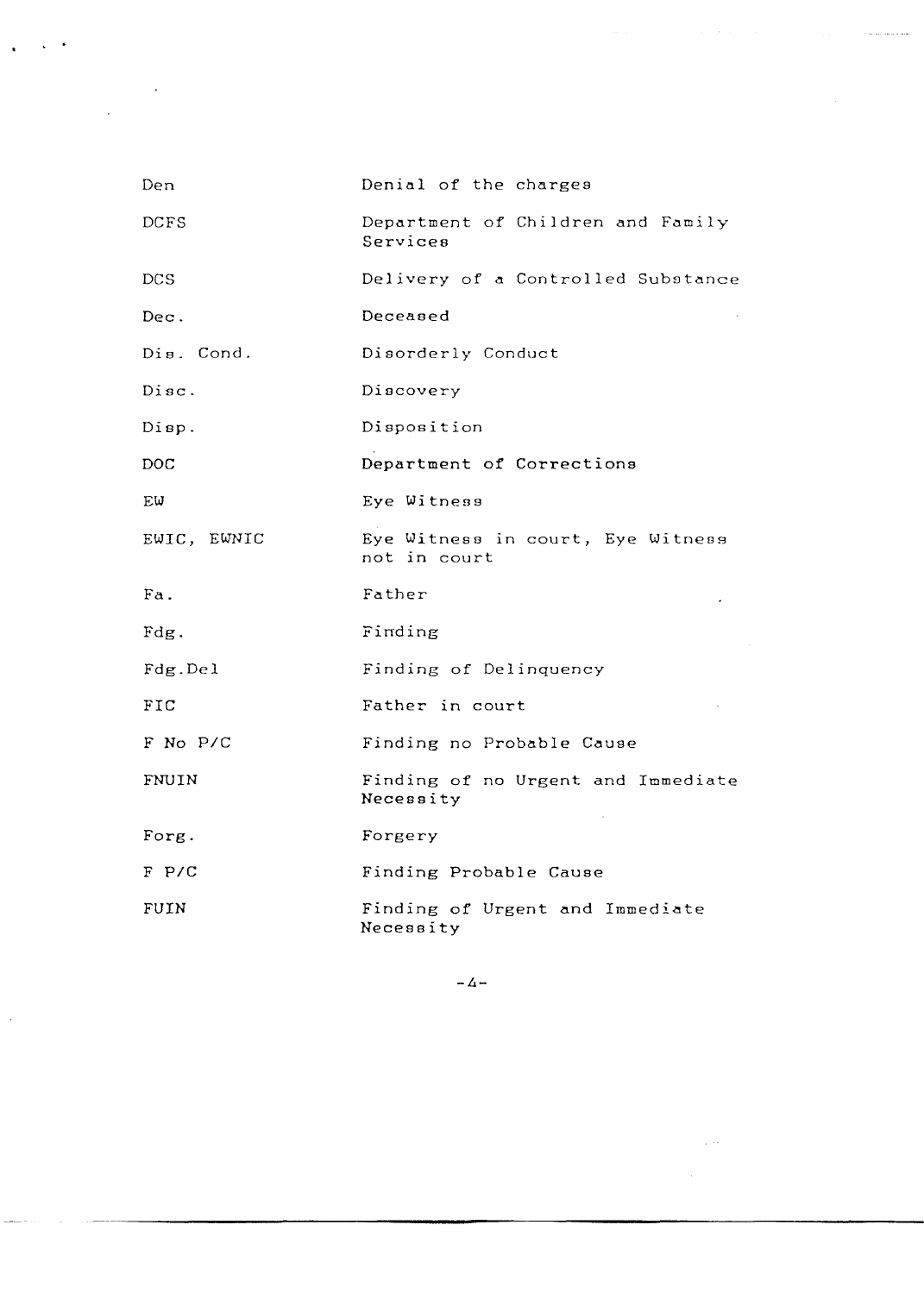| | |
|---|---|
| Den | Denial of the charges |
| DCFS | Department of Children and Family Services |
| DCS | Delivery of a Controlled Substance |
| Dec. | Deceased |
| Dis. Cond. | Disorderly Conduct |
| Disc. | Discovery |
| Disp. | Disposition |
| DOC | Department of Corrections |
| EW | Eye Witness |
| EWIC, EWNIC | Eye Witness in court, Eye Witness not in court |
| Fa. | Father |
| Fdg. | Finding |
| Fdg.Del | Finding of Delinquency |
| FIC | Father in court |
| F No P/C | Finding no Probable Cause |
| FNUIN | Finding of no Urgent and Immediate Necessity |
| Forg. | Forgery |
| F P/C | Finding Probable Cause |
| FUIN | Finding of Urgent and Immediate Necessity |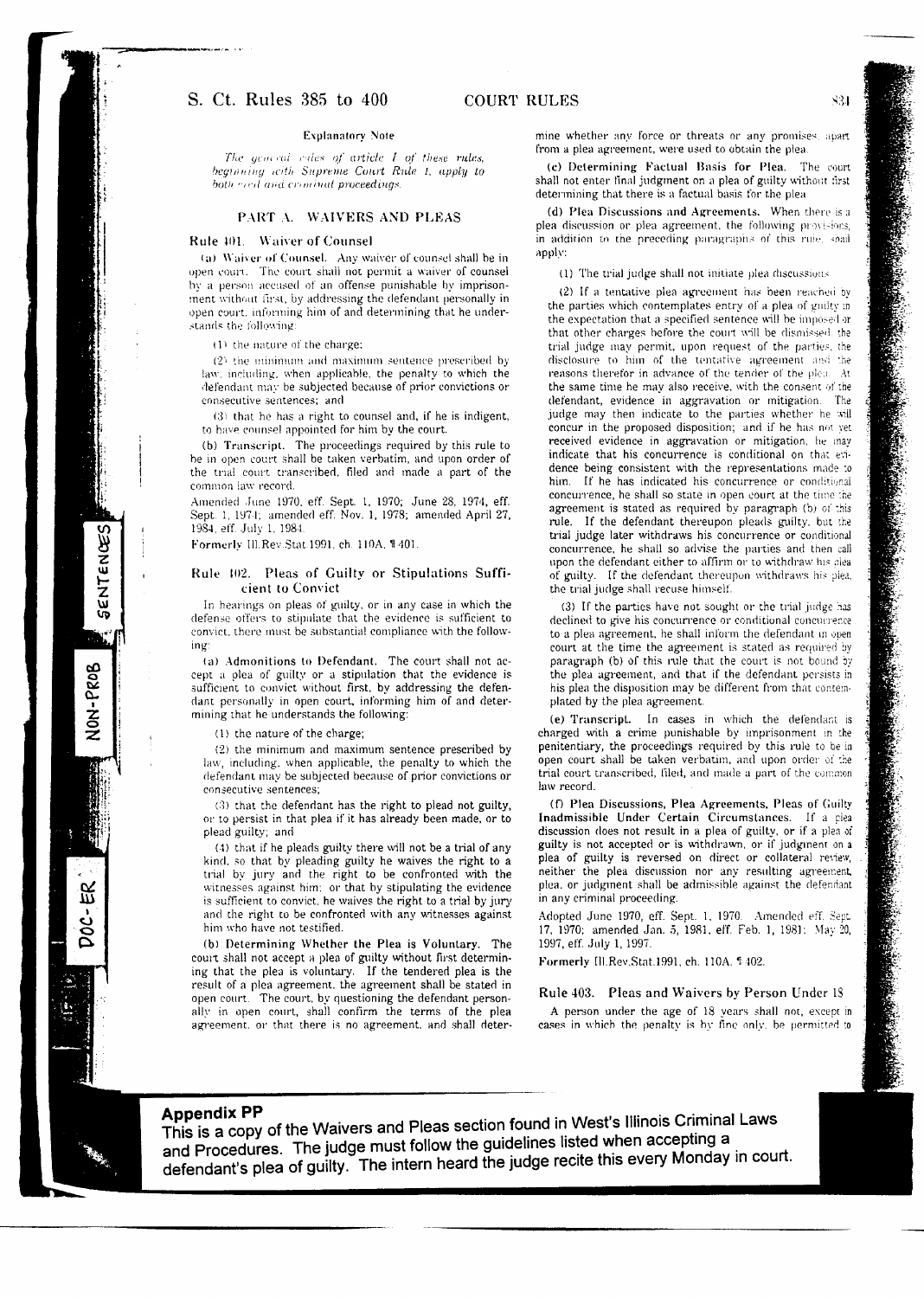### Explanatory Note

*The general rules of article I of these rules, beginning with Supreme Court Rule 1, apply to both civil and criminal proceedings.*

## PART A. WAIVERS AND PLEAS

### Rule 401. Waiver of Counsel

**(a) Waiver of Counsel.** Any waiver of counsel shall be in open court. The court shall not permit a waiver of counsel by a person accused of an offense punishable by imprisonment without first, by addressing the defendant personally in open court, informing him of and determining that he understands the following:

(1) the nature of the charge;

(2) the minimum and maximum sentence prescribed by law, including, when applicable, the penalty to which the defendant may be subjected because of prior convictions or consecutive sentences; and

(3) that he has a right to counsel and, if he is indigent, to have counsel appointed for him by the court.

**(b) Transcript.** The proceedings required by this rule to be in open court shall be taken verbatim, and upon order of the trial court transcribed, filed and made a part of the common law record.

Amended June 1970, eff. Sept. 1, 1970; June 28, 1974, eff. Sept. 1, 1974; amended eff. Nov. 1, 1978; amended April 27, 1984, eff. July 1, 1984.

Formerly Ill.Rev.Stat.1991, ch. 110A, ¶ 401.

### Rule 402. Pleas of Guilty or Stipulations Sufficient to Convict

In hearings on pleas of guilty, or in any case in which the defense offers to stipulate that the evidence is sufficient to convict, there must be substantial compliance with the following:

**(a) Admonitions to Defendant.** The court shall not accept a plea of guilty or a stipulation that the evidence is sufficient to convict without first, by addressing the defendant personally in open court, informing him of and determining that he understands the following:

(1) the nature of the charge;

(2) the minimum and maximum sentence prescribed by law, including, when applicable, the penalty to which the defendant may be subjected because of prior convictions or consecutive sentences;

(3) that the defendant has the right to plead not guilty, or to persist in that plea if it has already been made, or to plead guilty; and

(4) that if he pleads guilty there will not be a trial of any kind, so that by pleading guilty he waives the right to a trial by jury and the right to be confronted with the witnesses against him; or that by stipulating the evidence is sufficient to convict, he waives the right to a trial by jury and the right to be confronted with any witnesses against him who have not testified.

**(b) Determining Whether the Plea is Voluntary.** The court shall not accept a plea of guilty without first determining that the plea is voluntary. If the tendered plea is the result of a plea agreement, the agreement shall be stated in open court. The court, by questioning the defendant personally in open court, shall confirm the terms of the plea agreement, or that there is no agreement, and shall determine whether any force or threats or any promises, apart from a plea agreement, were used to obtain the plea.

**(c) Determining Factual Basis for Plea.** The court shall not enter final judgment on a plea of guilty without first determining that there is a factual basis for the plea.

**(d) Plea Discussions and Agreements.** When there is a plea discussion or plea agreement, the following provisions, in addition to the preceding paragraphs of this rule, shall apply:

(1) The trial judge shall not initiate plea discussions.

(2) If a tentative plea agreement has been reached by the parties which contemplates entry of a plea of guilty in the expectation that a specified sentence will be imposed or that other charges before the court will be dismissed, the trial judge may permit, upon request of the parties, the disclosure to him of the tentative agreement and the reasons therefor in advance of the tender of the plea. At the same time he may also receive, with the consent of the defendant, evidence in aggravation or mitigation. The judge may then indicate to the parties whether he will concur in the proposed disposition; and if he has not yet received evidence in aggravation or mitigation, he may indicate that his concurrence is conditional on that evidence being consistent with the representations made to him. If he has indicated his concurrence or conditional concurrence, he shall so state in open court at the time the agreement is stated as required by paragraph (b) of this rule. If the defendant thereupon pleads guilty, but the trial judge later withdraws his concurrence or conditional concurrence, he shall so advise the parties and then call upon the defendant either to affirm or to withdraw his plea of guilty. If the defendant thereupon withdraws his plea, the trial judge shall recuse himself.

(3) If the parties have not sought or the trial judge has declined to give his concurrence or conditional concurrence to a plea agreement, he shall inform the defendant in open court at the time the agreement is stated as required by paragraph (b) of this rule that the court is not bound by the plea agreement, and that if the defendant persists in his plea the disposition may be different from that contemplated by the plea agreement.

**(e) Transcript.** In cases in which the defendant is charged with a crime punishable by imprisonment in the penitentiary, the proceedings required by this rule to be in open court shall be taken verbatim, and upon order of the trial court transcribed, filed, and made a part of the common law record.

**(f) Plea Discussions, Plea Agreements, Pleas of Guilty Inadmissible Under Certain Circumstances.** If a plea discussion does not result in a plea of guilty, or if a plea of guilty is not accepted or is withdrawn, or if judgment on a plea of guilty is reversed on direct or collateral review, neither the plea discussion nor any resulting agreement, plea, or judgment shall be admissible against the defendant in any criminal proceeding.

Adopted June 1970, eff. Sept. 1, 1970. Amended eff. Sept. 17, 1970; amended Jan. 5, 1981, eff. Feb. 1, 1981; May 20, 1997, eff. July 1, 1997.

Formerly Ill.Rev.Stat.1991, ch. 110A, ¶ 402.

### Rule 403. Pleas and Waivers by Person Under 18

A person under the age of 18 years shall not, except in cases in which the penalty is by fine only, be permitted to

## Appendix PP

**This is a copy of the Waivers and Pleas section found in West's Illinois Criminal Laws and Procedures. The judge must follow the guidelines listed when accepting a defendant's plea of guilty. The intern heard the judge recite this every Monday in court.**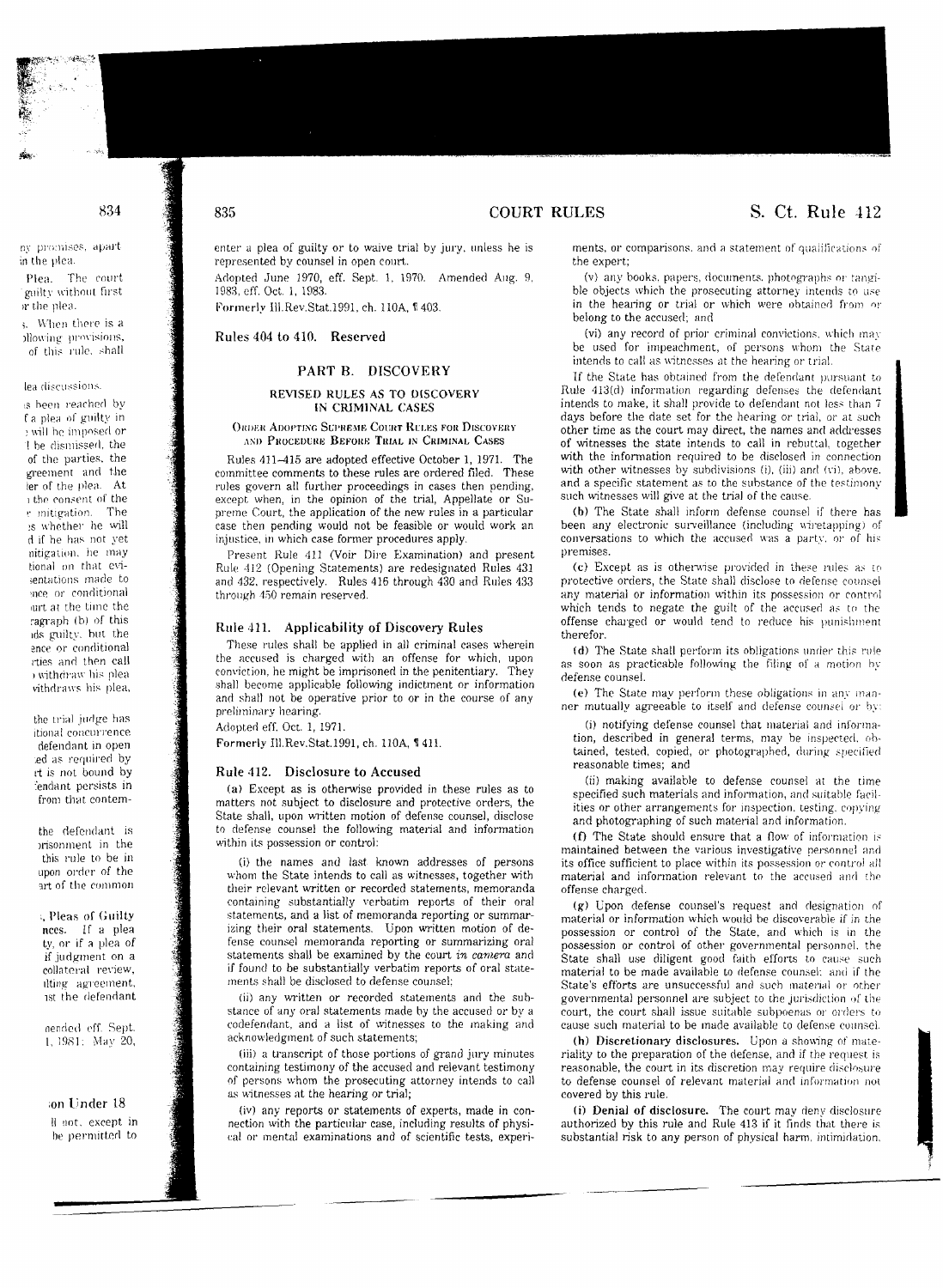enter a plea of guilty or to waive trial by jury, unless he is represented by counsel in open court.

Adopted June 1970, eff. Sept. 1, 1970. Amended Aug. 9, 1983, eff. Oct. 1, 1983.

Formerly Ill.Rev.Stat.1991, ch. 110A, ¶ 403.

## Rules 404 to 410. Reserved

## PART B. DISCOVERY

### REVISED RULES AS TO DISCOVERY IN CRIMINAL CASES

#### Order Adopting Supreme Court Rules for Discovery and Procedure Before Trial in Criminal Cases

Rules 411–415 are adopted effective October 1, 1971. The committee comments to these rules are ordered filed. These rules govern all further proceedings in cases then pending, except when, in the opinion of the trial, Appellate or Supreme Court, the application of the new rules in a particular case then pending would not be feasible or would work an injustice, in which case former procedures apply.

Present Rule 411 (Voir Dire Examination) and present Rule 412 (Opening Statements) are redesignated Rules 431 and 432, respectively. Rules 416 through 430 and Rules 433 through 450 remain reserved.

### Rule 411. Applicability of Discovery Rules

These rules shall be applied in all criminal cases wherein the accused is charged with an offense for which, upon conviction, he might be imprisoned in the penitentiary. They shall become applicable following indictment or information and shall not be operative prior to or in the course of any preliminary hearing.

Adopted eff. Oct. 1, 1971.

Formerly Ill.Rev.Stat.1991, ch. 110A, ¶ 411.

### Rule 412. Disclosure to Accused

(a) Except as is otherwise provided in these rules as to matters not subject to disclosure and protective orders, the State shall, upon written motion of defense counsel, disclose to defense counsel the following material and information within its possession or control:

(i) the names and last known addresses of persons whom the State intends to call as witnesses, together with their relevant written or recorded statements, memoranda containing substantially verbatim reports of their oral statements, and a list of memoranda reporting or summarizing their oral statements. Upon written motion of defense counsel memoranda reporting or summarizing oral statements shall be examined by the court *in camera* and if found to be substantially verbatim reports of oral statements shall be disclosed to defense counsel;

(ii) any written or recorded statements and the substance of any oral statements made by the accused or by a codefendant, and a list of witnesses to the making and acknowledgment of such statements;

(iii) a transcript of those portions of grand jury minutes containing testimony of the accused and relevant testimony of persons whom the prosecuting attorney intends to call as witnesses at the hearing or trial;

(iv) any reports or statements of experts, made in connection with the particular case, including results of physical or mental examinations and of scientific tests, experiments, or comparisons, and a statement of qualifications of the expert;

(v) any books, papers, documents, photographs or tangible objects which the prosecuting attorney intends to use in the hearing or trial or which were obtained from or belong to the accused; and

(vi) any record of prior criminal convictions, which may be used for impeachment, of persons whom the State intends to call as witnesses at the hearing or trial.

If the State has obtained from the defendant pursuant to Rule 413(d) information regarding defenses the defendant intends to make, it shall provide to defendant not less than 7 days before the date set for the hearing or trial, or at such other time as the court may direct, the names and addresses of witnesses the state intends to call in rebuttal, together with the information required to be disclosed in connection with other witnesses by subdivisions (i), (iii) and (vi), above, and a specific statement as to the substance of the testimony such witnesses will give at the trial of the cause.

(b) The State shall inform defense counsel if there has been any electronic surveillance (including wiretapping) of conversations to which the accused was a party, or of his premises.

(c) Except as is otherwise provided in these rules as to protective orders, the State shall disclose to defense counsel any material or information within its possession or control which tends to negate the guilt of the accused as to the offense charged or would tend to reduce his punishment therefor.

(d) The State shall perform its obligations under this rule as soon as practicable following the filing of a motion by defense counsel.

(e) The State may perform these obligations in any manner mutually agreeable to itself and defense counsel or by:

(i) notifying defense counsel that material and information, described in general terms, may be inspected, obtained, tested, copied, or photographed, during specified reasonable times; and

(ii) making available to defense counsel at the time specified such materials and information, and suitable facilities or other arrangements for inspection, testing, copying and photographing of such material and information.

(f) The State should ensure that a flow of information is maintained between the various investigative personnel and its office sufficient to place within its possession or control all material and information relevant to the accused and the offense charged.

(g) Upon defense counsel's request and designation of material or information which would be discoverable if in the possession or control of the State, and which is in the possession or control of other governmental personnel, the State shall use diligent good faith efforts to cause such material to be made available to defense counsel; and if the State's efforts are unsuccessful and such material or other governmental personnel are subject to the jurisdiction of the court, the court shall issue suitable subpoenas or orders to cause such material to be made available to defense counsel.

(h) **Discretionary disclosures.** Upon a showing of materiality to the preparation of the defense, and if the request is reasonable, the court in its discretion may require disclosure to defense counsel of relevant material and information not covered by this rule.

(i) **Denial of disclosure.** The court may deny disclosure authorized by this rule and Rule 413 if it finds that there is substantial risk to any person of physical harm, intimidation,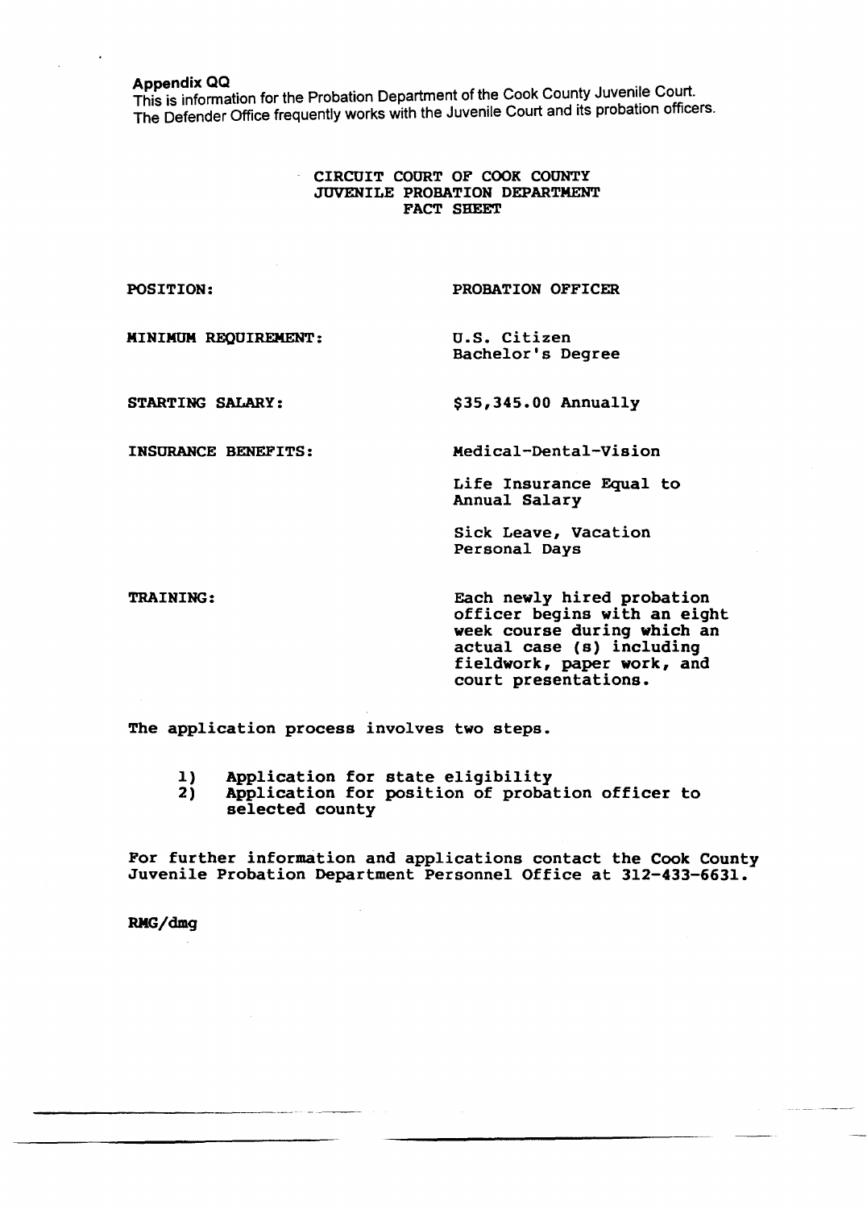**Appendix QQ**

This is information for the Probation Department of the Cook County Juvenile Court. The Defender Office frequently works with the Juvenile Court and its probation officers.

## CIRCUIT COURT OF COOK COUNTY
## JUVENILE PROBATION DEPARTMENT
## FACT SHEET

| | |
|---|---|
| POSITION: | PROBATION OFFICER |
| MINIMUM REQUIREMENT: | U.S. Citizen<br>Bachelor's Degree |
| STARTING SALARY: | $35,345.00 Annually |
| INSURANCE BENEFITS: | Medical-Dental-Vision<br><br>Life Insurance Equal to Annual Salary<br><br>Sick Leave, Vacation Personal Days |
| TRAINING: | Each newly hired probation officer begins with an eight week course during which an actual case (s) including fieldwork, paper work, and court presentations. |

The application process involves two steps.

1) Application for state eligibility
2) Application for position of probation officer to selected county

For further information and applications contact the Cook County Juvenile Probation Department Personnel Office at 312-433-6631.

RMG/dmg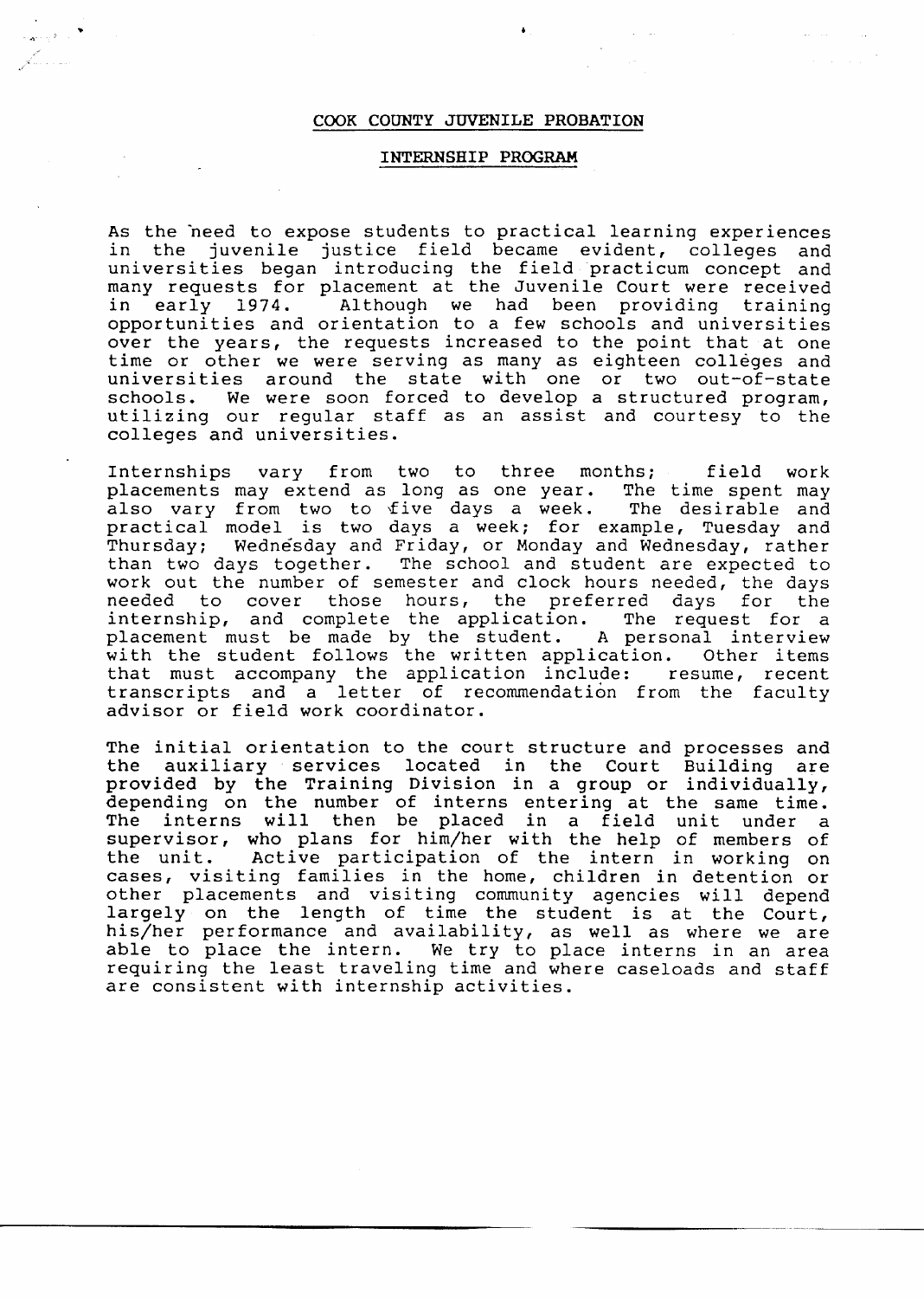# COOK COUNTY JUVENILE PROBATION

## INTERNSHIP PROGRAM

As the need to expose students to practical learning experiences in the juvenile justice field became evident, colleges and universities began introducing the field practicum concept and many requests for placement at the Juvenile Court were received in early 1974. Although we had been providing training opportunities and orientation to a few schools and universities over the years, the requests increased to the point that at one time or other we were serving as many as eighteen colleges and universities around the state with one or two out-of-state schools. We were soon forced to develop a structured program, utilizing our regular staff as an assist and courtesy to the colleges and universities.

Internships vary from two to three months; field work placements may extend as long as one year. The time spent may also vary from two to five days a week. The desirable and practical model is two days a week; for example, Tuesday and Thursday; Wednesday and Friday, or Monday and Wednesday, rather than two days together. The school and student are expected to work out the number of semester and clock hours needed, the days needed to cover those hours, the preferred days for the internship, and complete the application. The request for a placement must be made by the student. A personal interview with the student follows the written application. Other items that must accompany the application include: resume, recent transcripts and a letter of recommendation from the faculty advisor or field work coordinator.

The initial orientation to the court structure and processes and the auxiliary services located in the Court Building are provided by the Training Division in a group or individually, depending on the number of interns entering at the same time. The interns will then be placed in a field unit under a supervisor, who plans for him/her with the help of members of the unit. Active participation of the intern in working on cases, visiting families in the home, children in detention or other placements and visiting community agencies will depend largely on the length of time the student is at the Court, his/her performance and availability, as well as where we are able to place the intern. We try to place interns in an area requiring the least traveling time and where caseloads and staff are consistent with internship activities.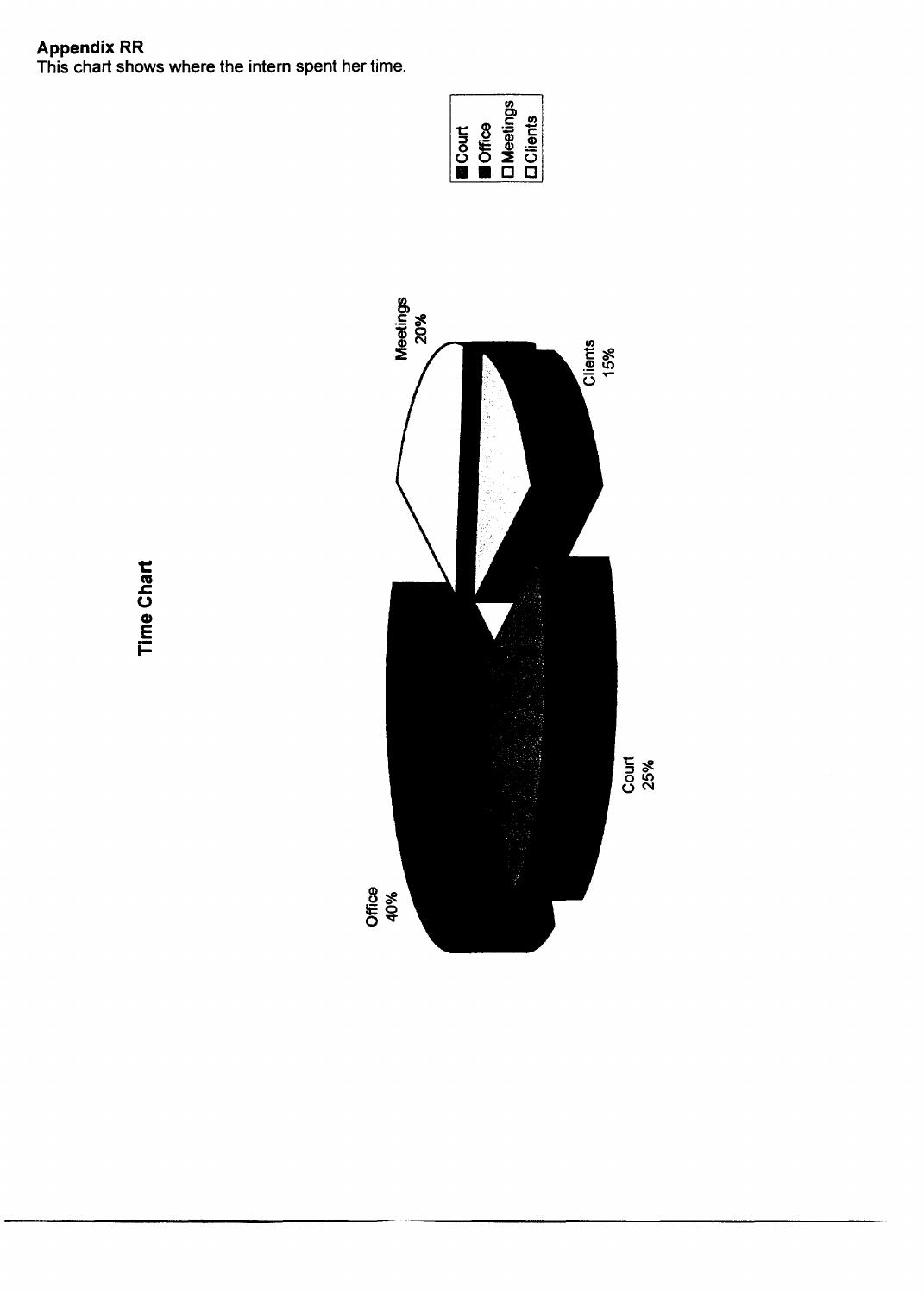**Appendix RR**
This chart shows where the intern spent her time.

**Time Chart**

- Court
- Office
- Meetings
- Clients

Meetings 20%

Clients 15%

Court 25%

Office 40%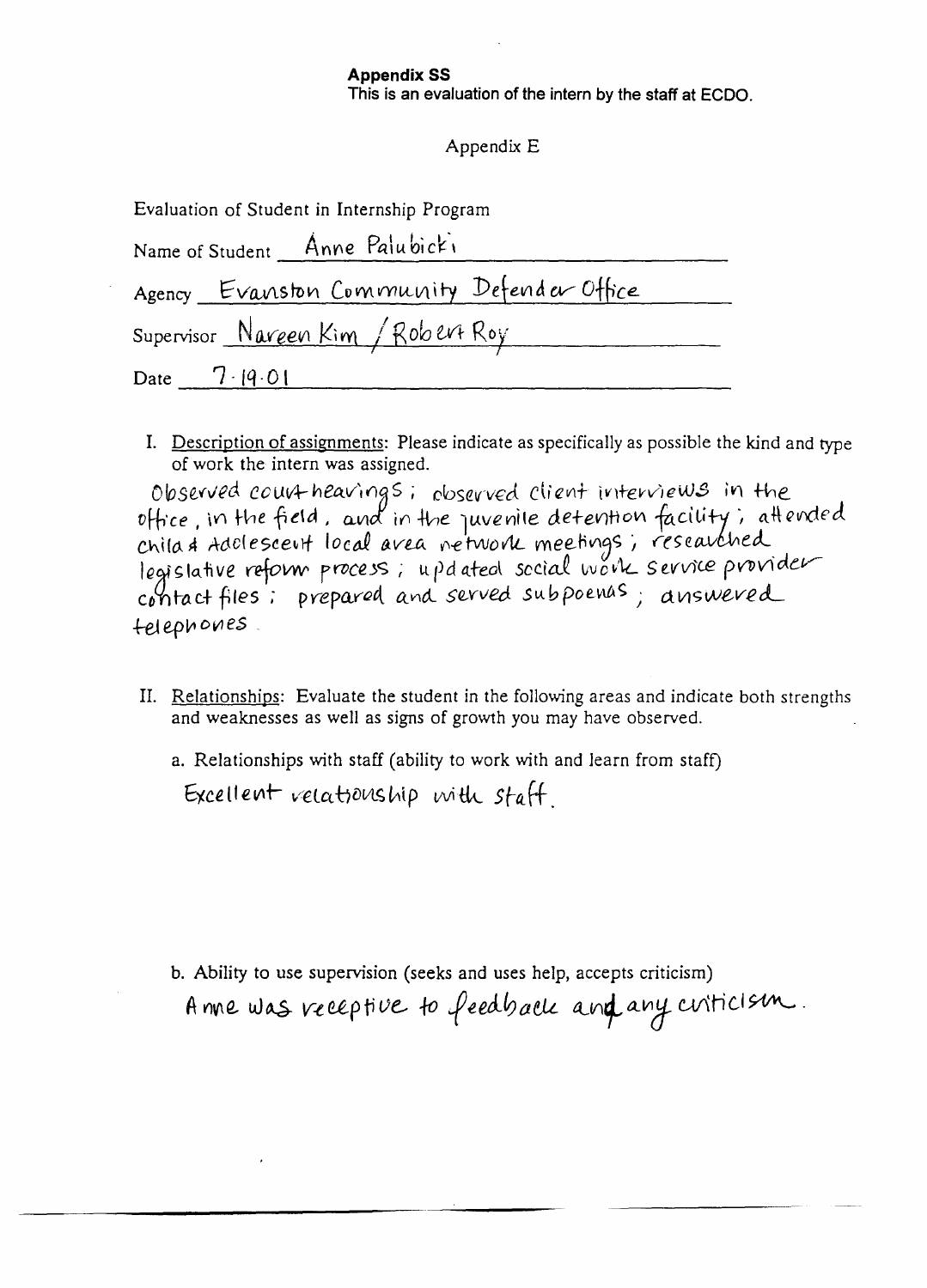**Appendix SS**
**This is an evaluation of the intern by the staff at ECDO.**

Appendix E

Evaluation of Student in Internship Program

Name of Student Anne Palubicki

Agency Evanston Community Defender Office

Supervisor Nareen Kim / Robert Roy

Date 7·19·01

I. Description of assignments: Please indicate as specifically as possible the kind and type of work the intern was assigned.

Observed court hearings; observed client interviews in the office, in the field, and in the juvenile detention facility; attended Child & Adolescent local area network meetings; researched legislative reform process; updated social work service provider contact files; prepared and served subpoenas; answered telephones.

II. Relationships: Evaluate the student in the following areas and indicate both strengths and weaknesses as well as signs of growth you may have observed.

a. Relationships with staff (ability to work with and learn from staff)

Excellent relationship with staff.

b. Ability to use supervision (seeks and uses help, accepts criticism)

Anne was receptive to feedback and any criticism.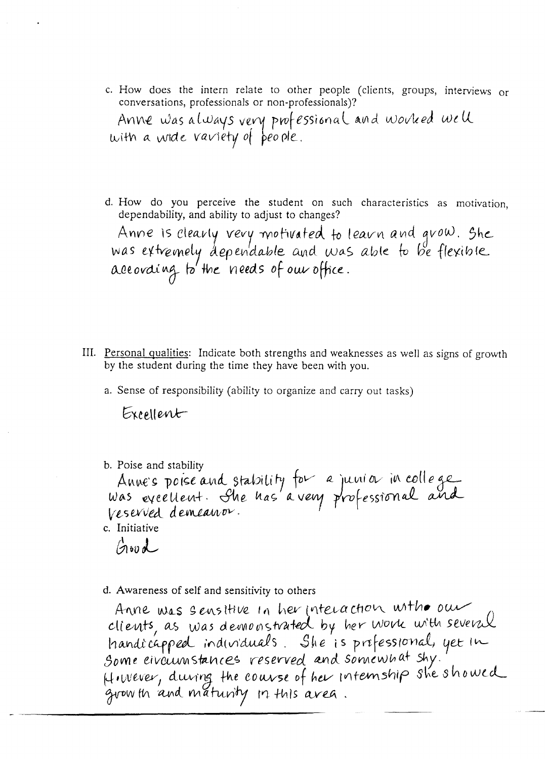c. How does the intern relate to other people (clients, groups, interviews or conversations, professionals or non-professionals)?

Anne was always very professional and worked well with a wide variety of people.

d. How do you perceive the student on such characteristics as motivation, dependability, and ability to adjust to changes?

Anne is clearly very motivated to learn and grow. She was extremely dependable and was able to be flexible according to the needs of our office.

III. Personal qualities: Indicate both strengths and weaknesses as well as signs of growth by the student during the time they have been with you.

a. Sense of responsibility (ability to organize and carry out tasks)

Excellent

b. Poise and stability

Anne's poise and stability for a junior in college was excellent. She has a very professional and reserved demeanor.

c. Initiative

Good

d. Awareness of self and sensitivity to others

Anne was sensitive in her interaction with our clients, as was demonstrated by her work with several handicapped individuals. She is professional, yet in some circumstances reserved and somewhat shy. However, during the course of her internship she showed growth and maturity in this area.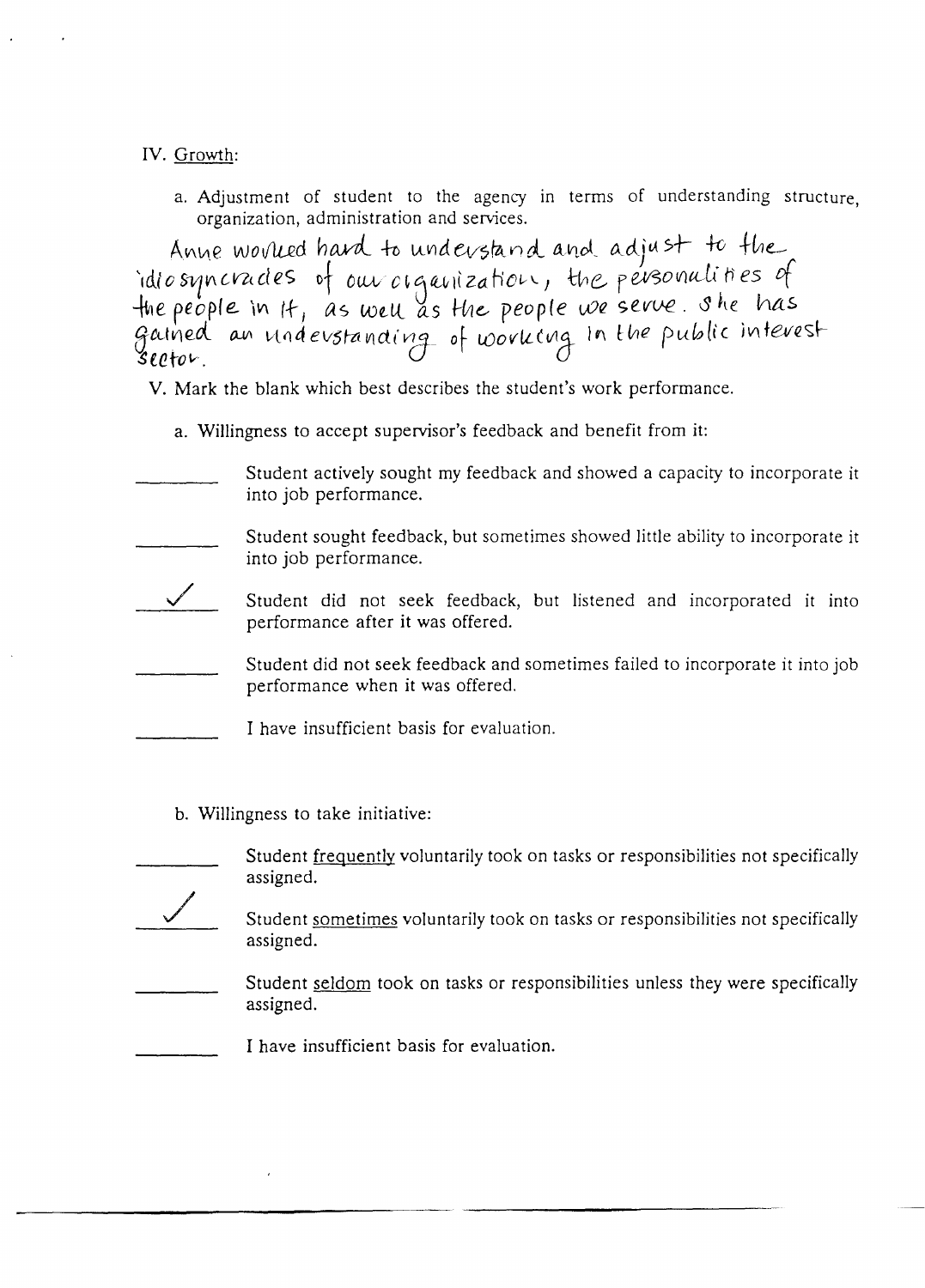IV. Growth:

a. Adjustment of student to the agency in terms of understanding structure, organization, administration and services.

Anne worked hard to understand and adjust to the idiosyncracies of our organization, the personalities of the people in it, as well as the people we serve. She has gained an understanding of working in the public interest sector.

V. Mark the blank which best describes the student's work performance.

a. Willingness to accept supervisor's feedback and benefit from it:

- [ ] Student actively sought my feedback and showed a capacity to incorporate it into job performance.
- [ ] Student sought feedback, but sometimes showed little ability to incorporate it into job performance.
- [x] Student did not seek feedback, but listened and incorporated it into performance after it was offered.
- [ ] Student did not seek feedback and sometimes failed to incorporate it into job performance when it was offered.
- [ ] I have insufficient basis for evaluation.

b. Willingness to take initiative:

- [ ] Student <u>frequently</u> voluntarily took on tasks or responsibilities not specifically assigned.
- [x] Student <u>sometimes</u> voluntarily took on tasks or responsibilities not specifically assigned.
- [ ] Student <u>seldom</u> took on tasks or responsibilities unless they were specifically assigned.
- [ ] I have insufficient basis for evaluation.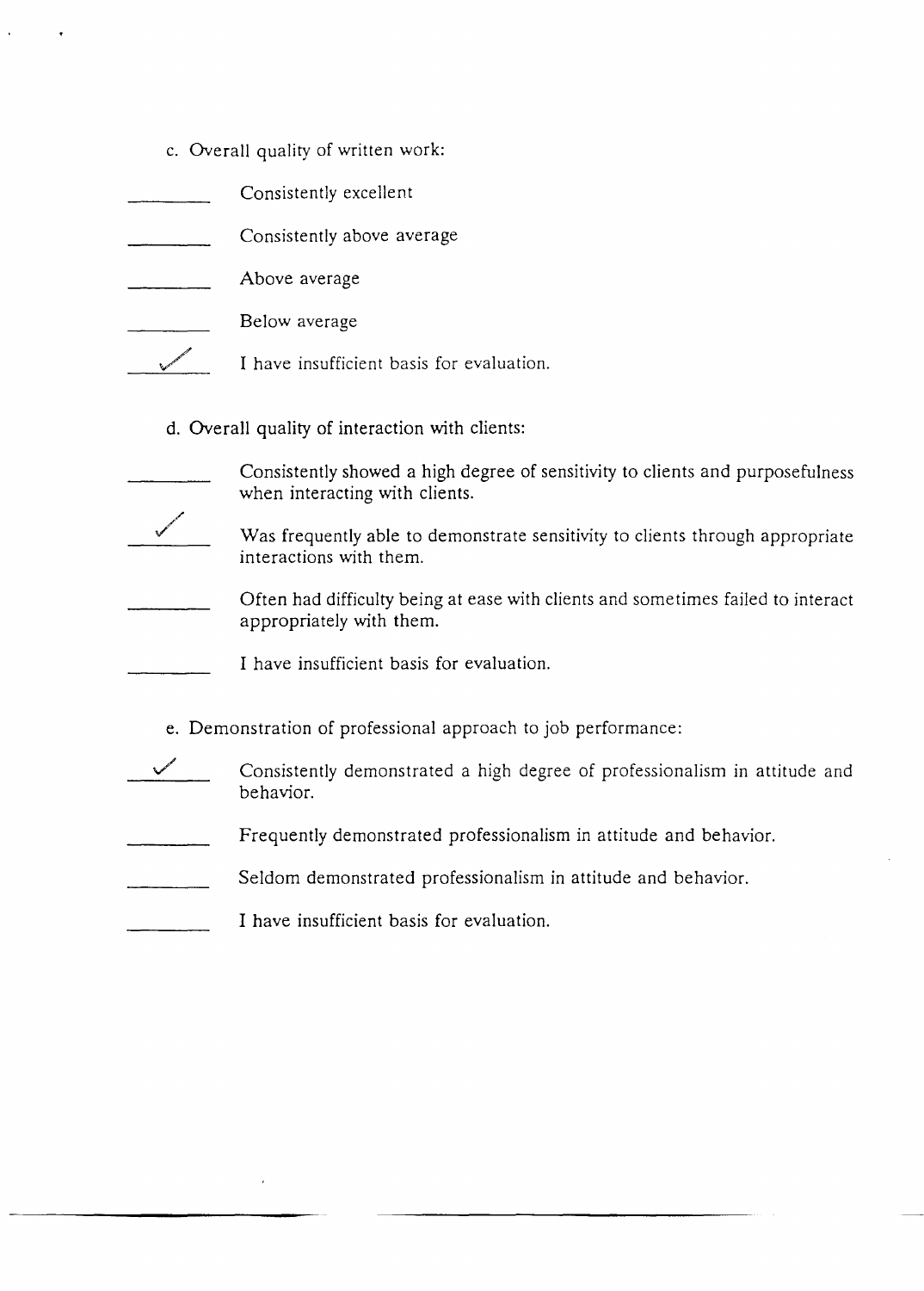c. Overall quality of written work:

- [ ] Consistently excellent
- [ ] Consistently above average
- [ ] Above average
- [ ] Below average
- [x] I have insufficient basis for evaluation.

d. Overall quality of interaction with clients:

- [ ] Consistently showed a high degree of sensitivity to clients and purposefulness when interacting with clients.
- [x] Was frequently able to demonstrate sensitivity to clients through appropriate interactions with them.
- [ ] Often had difficulty being at ease with clients and sometimes failed to interact appropriately with them.
- [ ] I have insufficient basis for evaluation.

e. Demonstration of professional approach to job performance:

- [x] Consistently demonstrated a high degree of professionalism in attitude and behavior.
- [ ] Frequently demonstrated professionalism in attitude and behavior.
- [ ] Seldom demonstrated professionalism in attitude and behavior.
- [ ] I have insufficient basis for evaluation.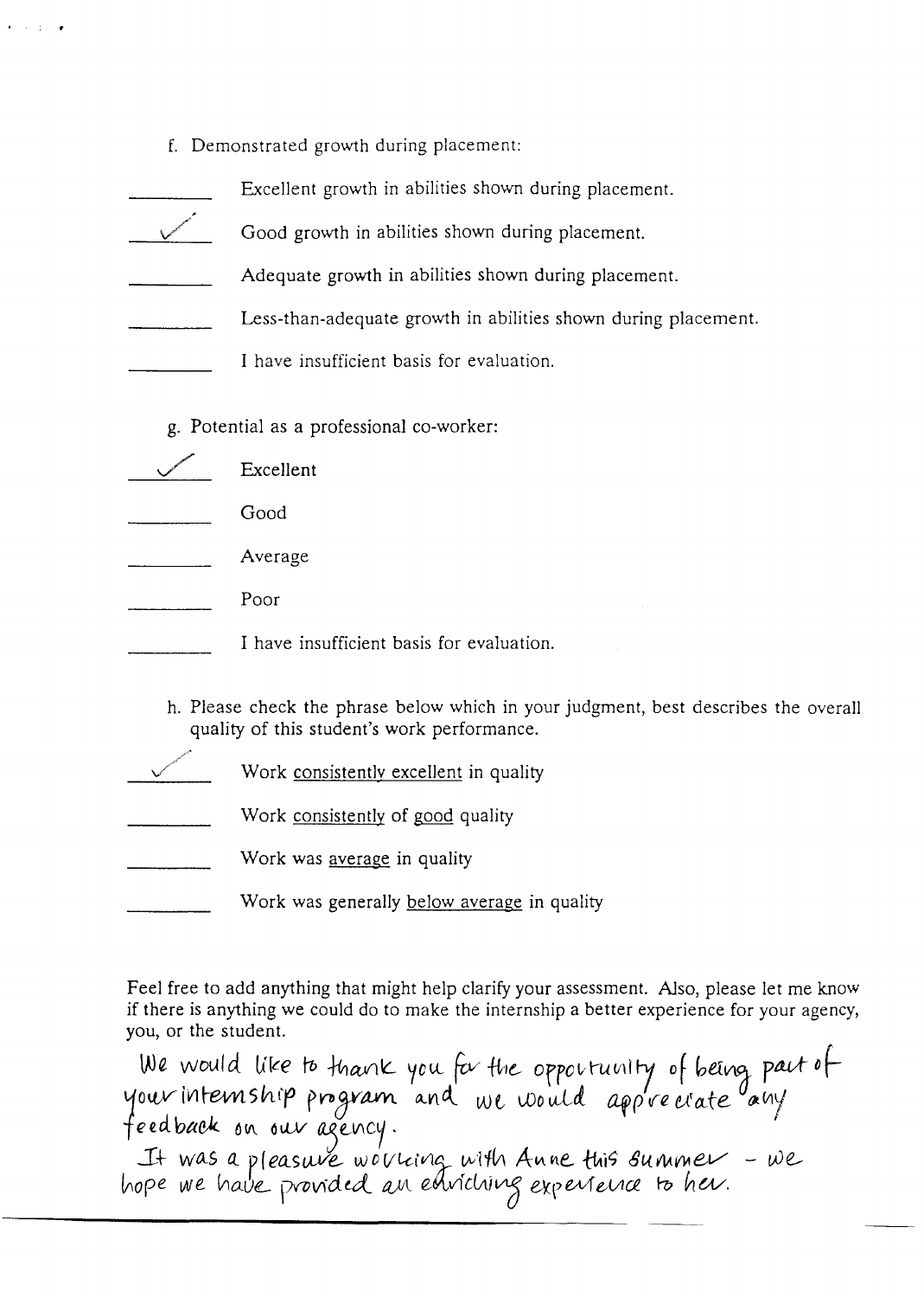f. Demonstrated growth during placement:

- [ ] Excellent growth in abilities shown during placement.
- [x] Good growth in abilities shown during placement.
- [ ] Adequate growth in abilities shown during placement.
- [ ] Less-than-adequate growth in abilities shown during placement.
- [ ] I have insufficient basis for evaluation.

g. Potential as a professional co-worker:

- [x] Excellent
- [ ] Good
- [ ] Average
- [ ] Poor
- [ ] I have insufficient basis for evaluation.

h. Please check the phrase below which in your judgment, best describes the overall quality of this student's work performance.

- [x] Work consistently excellent in quality
- [ ] Work consistently of good quality
- [ ] Work was average in quality
- [ ] Work was generally below average in quality

Feel free to add anything that might help clarify your assessment. Also, please let me know if there is anything we could do to make the internship a better experience for your agency, you, or the student.

We would like to thank you for the opportunity of being part of your internship program and we would appreciate any feedback on our agency.

It was a pleasure working with Anne this summer - we hope we have provided an enriching experience to her.